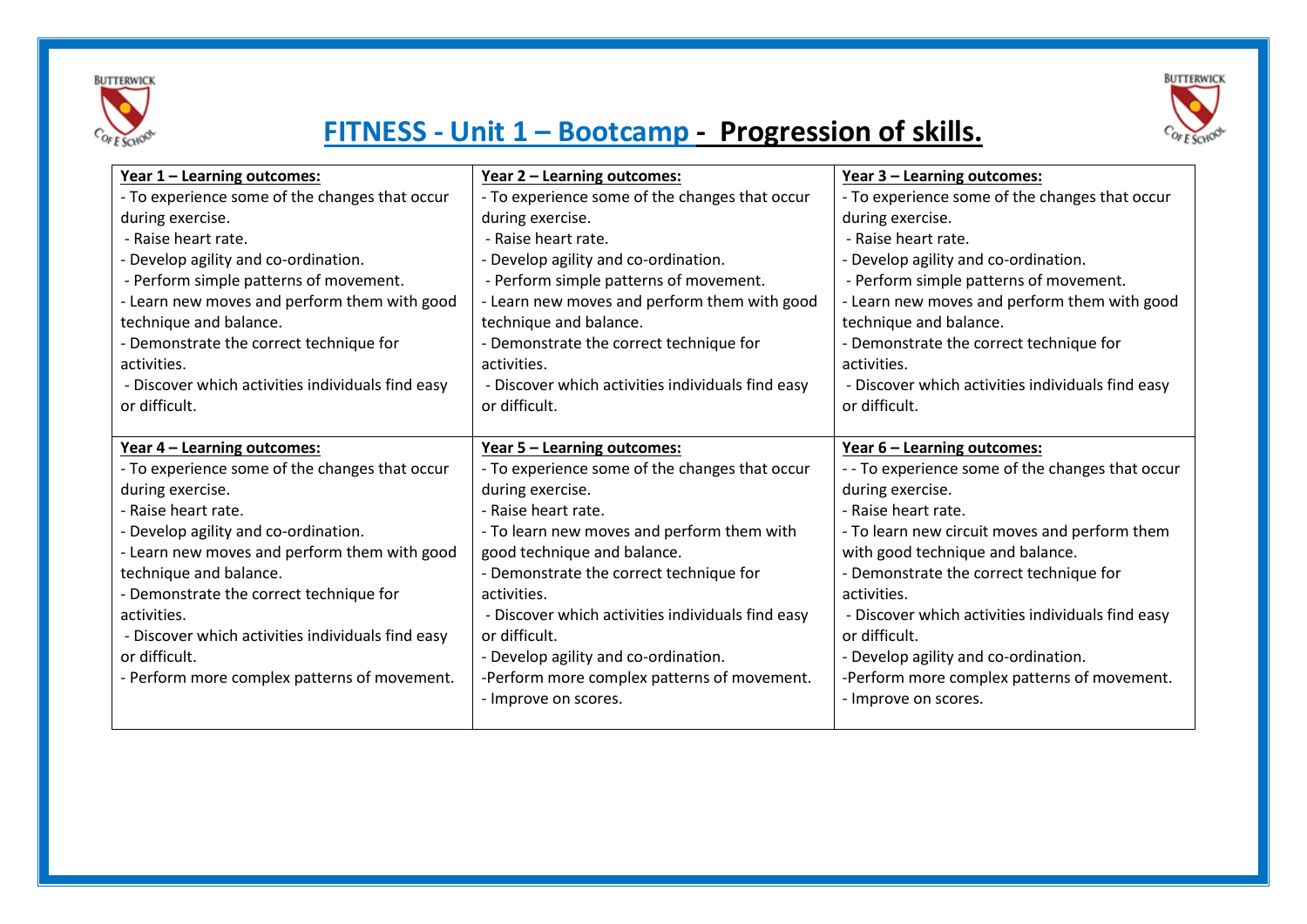# FITNESS - Unit 1 – Bootcamp - Progression of skills.

| **Year 1 – Learning outcomes:** | **Year 2 – Learning outcomes:** | **Year 3 – Learning outcomes:** |
|---|---|---|
| - To experience some of the changes that occur during exercise.<br>- Raise heart rate.<br>- Develop agility and co-ordination.<br>- Perform simple patterns of movement.<br>- Learn new moves and perform them with good technique and balance.<br>- Demonstrate the correct technique for activities.<br>- Discover which activities individuals find easy or difficult. | - To experience some of the changes that occur during exercise.<br>- Raise heart rate.<br>- Develop agility and co-ordination.<br>- Perform simple patterns of movement.<br>- Learn new moves and perform them with good technique and balance.<br>- Demonstrate the correct technique for activities.<br>- Discover which activities individuals find easy or difficult. | - To experience some of the changes that occur during exercise.<br>- Raise heart rate.<br>- Develop agility and co-ordination.<br>- Perform simple patterns of movement.<br>- Learn new moves and perform them with good technique and balance.<br>- Demonstrate the correct technique for activities.<br>- Discover which activities individuals find easy or difficult. |
| **Year 4 – Learning outcomes:**<br>- To experience some of the changes that occur during exercise.<br>- Raise heart rate.<br>- Develop agility and co-ordination.<br>- Learn new moves and perform them with good technique and balance.<br>- Demonstrate the correct technique for activities.<br>- Discover which activities individuals find easy or difficult.<br>- Perform more complex patterns of movement. | **Year 5 – Learning outcomes:**<br>- To experience some of the changes that occur during exercise.<br>- Raise heart rate.<br>- To learn new moves and perform them with good technique and balance.<br>- Demonstrate the correct technique for activities.<br>- Discover which activities individuals find easy or difficult.<br>- Develop agility and co-ordination.<br>-Perform more complex patterns of movement.<br>- Improve on scores. | **Year 6 – Learning outcomes:**<br>- - To experience some of the changes that occur during exercise.<br>- Raise heart rate.<br>- To learn new circuit moves and perform them with good technique and balance.<br>- Demonstrate the correct technique for activities.<br>- Discover which activities individuals find easy or difficult.<br>- Develop agility and co-ordination.<br>-Perform more complex patterns of movement.<br>- Improve on scores. |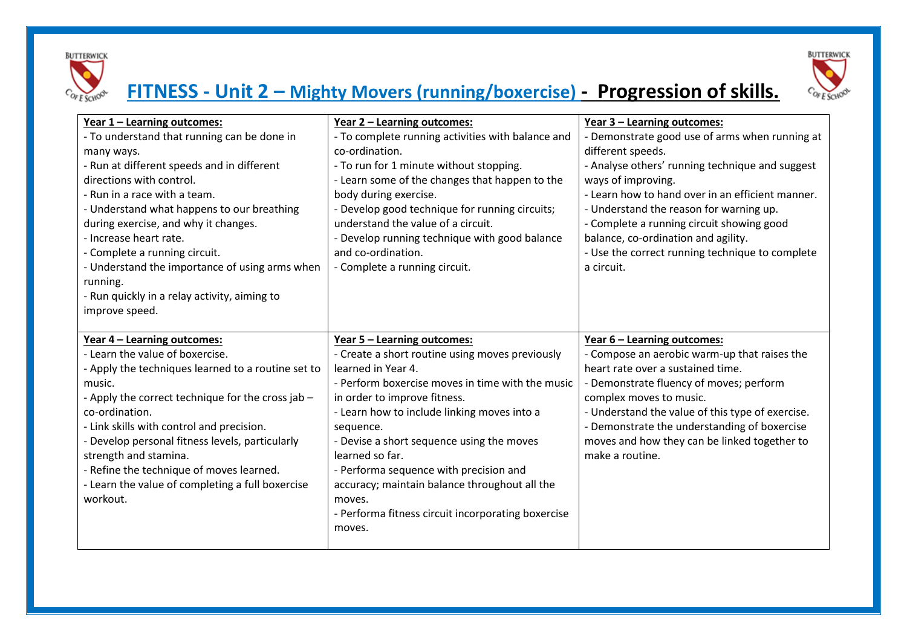# FITNESS - Unit 2 – Mighty Movers (running/boxercise) - Progression of skills.

| Year 1 – Learning outcomes: | Year 2 – Learning outcomes: | Year 3 – Learning outcomes: |
|---|---|---|
| - To understand that running can be done in many ways.<br>- Run at different speeds and in different directions with control.<br>- Run in a race with a team.<br>- Understand what happens to our breathing during exercise, and why it changes.<br>- Increase heart rate.<br>- Complete a running circuit.<br>- Understand the importance of using arms when running.<br>- Run quickly in a relay activity, aiming to improve speed. | - To complete running activities with balance and co-ordination.<br>- To run for 1 minute without stopping.<br>- Learn some of the changes that happen to the body during exercise.<br>- Develop good technique for running circuits; understand the value of a circuit.<br>- Develop running technique with good balance and co-ordination.<br>- Complete a running circuit. | - Demonstrate good use of arms when running at different speeds.<br>- Analyse others' running technique and suggest ways of improving.<br>- Learn how to hand over in an efficient manner.<br>- Understand the reason for warning up.<br>- Complete a running circuit showing good balance, co-ordination and agility.<br>- Use the correct running technique to complete a circuit. |
| **Year 4 – Learning outcomes:**<br>- Learn the value of boxercise.<br>- Apply the techniques learned to a routine set to music.<br>- Apply the correct technique for the cross jab – co-ordination.<br>- Link skills with control and precision.<br>- Develop personal fitness levels, particularly strength and stamina.<br>- Refine the technique of moves learned.<br>- Learn the value of completing a full boxercise workout. | **Year 5 – Learning outcomes:**<br>- Create a short routine using moves previously learned in Year 4.<br>- Perform boxercise moves in time with the music in order to improve fitness.<br>- Learn how to include linking moves into a sequence.<br>- Devise a short sequence using the moves learned so far.<br>- Performa sequence with precision and accuracy; maintain balance throughout all the moves.<br>- Performa fitness circuit incorporating boxercise moves. | **Year 6 – Learning outcomes:**<br>- Compose an aerobic warm-up that raises the heart rate over a sustained time.<br>- Demonstrate fluency of moves; perform complex moves to music.<br>- Understand the value of this type of exercise.<br>- Demonstrate the understanding of boxercise moves and how they can be linked together to make a routine. |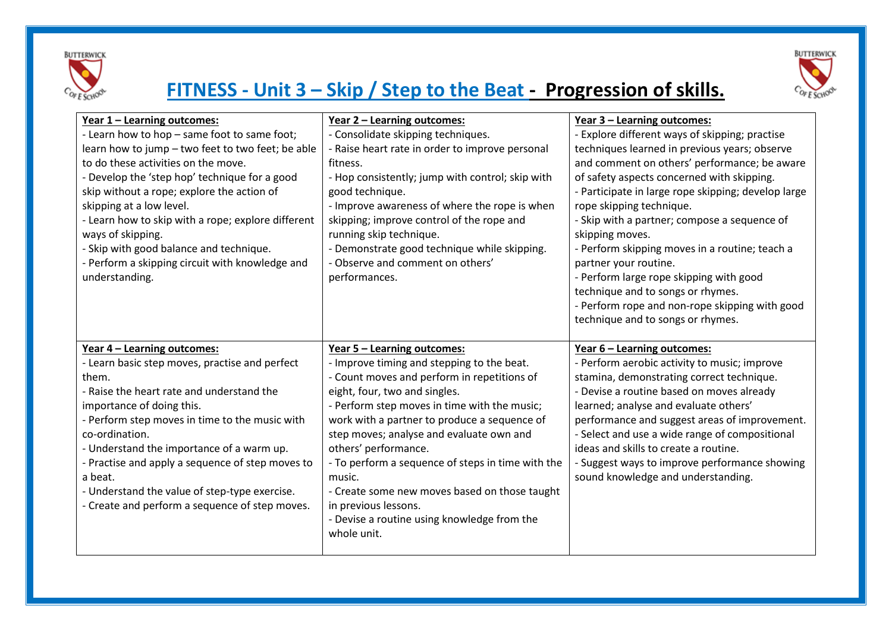# FITNESS - Unit 3 – Skip / Step to the Beat - Progression of skills.

| **Year 1 – Learning outcomes:** | **Year 2 – Learning outcomes:** | **Year 3 – Learning outcomes:** |
| --- | --- | --- |
| - Learn how to hop – same foot to same foot; learn how to jump – two feet to two feet; be able to do these activities on the move.<br>- Develop the 'step hop' technique for a good skip without a rope; explore the action of skipping at a low level.<br>- Learn how to skip with a rope; explore different ways of skipping.<br>- Skip with good balance and technique.<br>- Perform a skipping circuit with knowledge and understanding. | - Consolidate skipping techniques.<br>- Raise heart rate in order to improve personal fitness.<br>- Hop consistently; jump with control; skip with good technique.<br>- Improve awareness of where the rope is when skipping; improve control of the rope and running skip technique.<br>- Demonstrate good technique while skipping.<br>- Observe and comment on others' performances. | - Explore different ways of skipping; practise techniques learned in previous years; observe and comment on others' performance; be aware of safety aspects concerned with skipping.<br>- Participate in large rope skipping; develop large rope skipping technique.<br>- Skip with a partner; compose a sequence of skipping moves.<br>- Perform skipping moves in a routine; teach a partner your routine.<br>- Perform large rope skipping with good technique and to songs or rhymes.<br>- Perform rope and non-rope skipping with good technique and to songs or rhymes. |
| **Year 4 – Learning outcomes:** | **Year 5 – Learning outcomes:** | **Year 6 – Learning outcomes:** |
| - Learn basic step moves, practise and perfect them.<br>- Raise the heart rate and understand the importance of doing this.<br>- Perform step moves in time to the music with co-ordination.<br>- Understand the importance of a warm up.<br>- Practise and apply a sequence of step moves to a beat.<br>- Understand the value of step-type exercise.<br>- Create and perform a sequence of step moves. | - Improve timing and stepping to the beat.<br>- Count moves and perform in repetitions of eight, four, two and singles.<br>- Perform step moves in time with the music; work with a partner to produce a sequence of step moves; analyse and evaluate own and others' performance.<br>- To perform a sequence of steps in time with the music.<br>- Create some new moves based on those taught in previous lessons.<br>- Devise a routine using knowledge from the whole unit. | - Perform aerobic activity to music; improve stamina, demonstrating correct technique.<br>- Devise a routine based on moves already learned; analyse and evaluate others' performance and suggest areas of improvement.<br>- Select and use a wide range of compositional ideas and skills to create a routine.<br>- Suggest ways to improve performance showing sound knowledge and understanding. |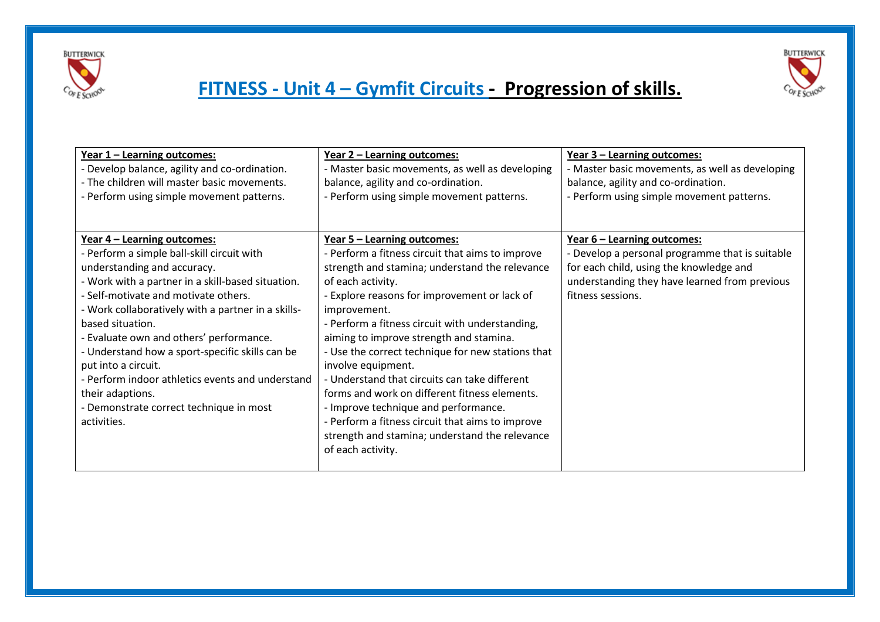# FITNESS - Unit 4 – Gymfit Circuits - Progression of skills.

| **Year 1 – Learning outcomes:** | **Year 2 – Learning outcomes:** | **Year 3 – Learning outcomes:** |
|---|---|---|
| - Develop balance, agility and co-ordination.<br>- The children will master basic movements.<br>- Perform using simple movement patterns. | - Master basic movements, as well as developing balance, agility and co-ordination.<br>- Perform using simple movement patterns. | - Master basic movements, as well as developing balance, agility and co-ordination.<br>- Perform using simple movement patterns. |
| **Year 4 – Learning outcomes:** | **Year 5 – Learning outcomes:** | **Year 6 – Learning outcomes:** |
| - Perform a simple ball-skill circuit with understanding and accuracy.<br>- Work with a partner in a skill-based situation.<br>- Self-motivate and motivate others.<br>- Work collaboratively with a partner in a skills-based situation.<br>- Evaluate own and others' performance.<br>- Understand how a sport-specific skills can be put into a circuit.<br>- Perform indoor athletics events and understand their adaptions.<br>- Demonstrate correct technique in most activities. | - Perform a fitness circuit that aims to improve strength and stamina; understand the relevance of each activity.<br>- Explore reasons for improvement or lack of improvement.<br>- Perform a fitness circuit with understanding, aiming to improve strength and stamina.<br>- Use the correct technique for new stations that involve equipment.<br>- Understand that circuits can take different forms and work on different fitness elements.<br>- Improve technique and performance.<br>- Perform a fitness circuit that aims to improve strength and stamina; understand the relevance of each activity. | - Develop a personal programme that is suitable for each child, using the knowledge and understanding they have learned from previous fitness sessions. |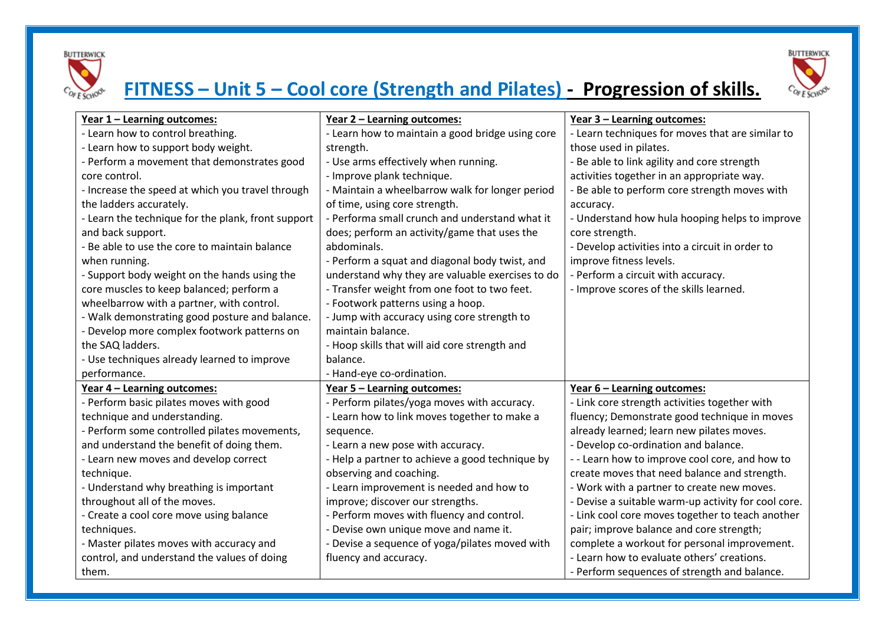# FITNESS – Unit 5 – Cool core (Strength and Pilates) - Progression of skills.

| Year 1 – Learning outcomes: | Year 2 – Learning outcomes: | Year 3 – Learning outcomes: |
|---|---|---|
| - Learn how to control breathing.<br>- Learn how to support body weight.<br>- Perform a movement that demonstrates good core control.<br>- Increase the speed at which you travel through the ladders accurately.<br>- Learn the technique for the plank, front support and back support.<br>- Be able to use the core to maintain balance when running.<br>- Support body weight on the hands using the core muscles to keep balanced; perform a wheelbarrow with a partner, with control.<br>- Walk demonstrating good posture and balance.<br>- Develop more complex footwork patterns on the SAQ ladders.<br>- Use techniques already learned to improve performance. | - Learn how to maintain a good bridge using core strength.<br>- Use arms effectively when running.<br>- Improve plank technique.<br>- Maintain a wheelbarrow walk for longer period of time, using core strength.<br>- Performa small crunch and understand what it does; perform an activity/game that uses the abdominals.<br>- Perform a squat and diagonal body twist, and understand why they are valuable exercises to do<br>- Transfer weight from one foot to two feet.<br>- Footwork patterns using a hoop.<br>- Jump with accuracy using core strength to maintain balance.<br>- Hoop skills that will aid core strength and balance.<br>- Hand-eye co-ordination. | - Learn techniques for moves that are similar to those used in pilates.<br>- Be able to link agility and core strength activities together in an appropriate way.<br>- Be able to perform core strength moves with accuracy.<br>- Understand how hula hooping helps to improve core strength.<br>- Develop activities into a circuit in order to improve fitness levels.<br>- Perform a circuit with accuracy.<br>- Improve scores of the skills learned. |
| **Year 4 – Learning outcomes:** | **Year 5 – Learning outcomes:** | **Year 6 – Learning outcomes:** |
| - Perform basic pilates moves with good technique and understanding.<br>- Perform some controlled pilates movements, and understand the benefit of doing them.<br>- Learn new moves and develop correct technique.<br>- Understand why breathing is important throughout all of the moves.<br>- Create a cool core move using balance techniques.<br>- Master pilates moves with accuracy and control, and understand the values of doing them. | - Perform pilates/yoga moves with accuracy.<br>- Learn how to link moves together to make a sequence.<br>- Learn a new pose with accuracy.<br>- Help a partner to achieve a good technique by observing and coaching.<br>- Learn improvement is needed and how to improve; discover our strengths.<br>- Perform moves with fluency and control.<br>- Devise own unique move and name it.<br>- Devise a sequence of yoga/pilates moved with fluency and accuracy. | - Link core strength activities together with fluency; Demonstrate good technique in moves already learned; learn new pilates moves.<br>- Develop co-ordination and balance.<br>- - Learn how to improve cool core, and how to create moves that need balance and strength.<br>- Work with a partner to create new moves.<br>- Devise a suitable warm-up activity for cool core.<br>- Link cool core moves together to teach another pair; improve balance and core strength; complete a workout for personal improvement.<br>- Learn how to evaluate others' creations.<br>- Perform sequences of strength and balance. |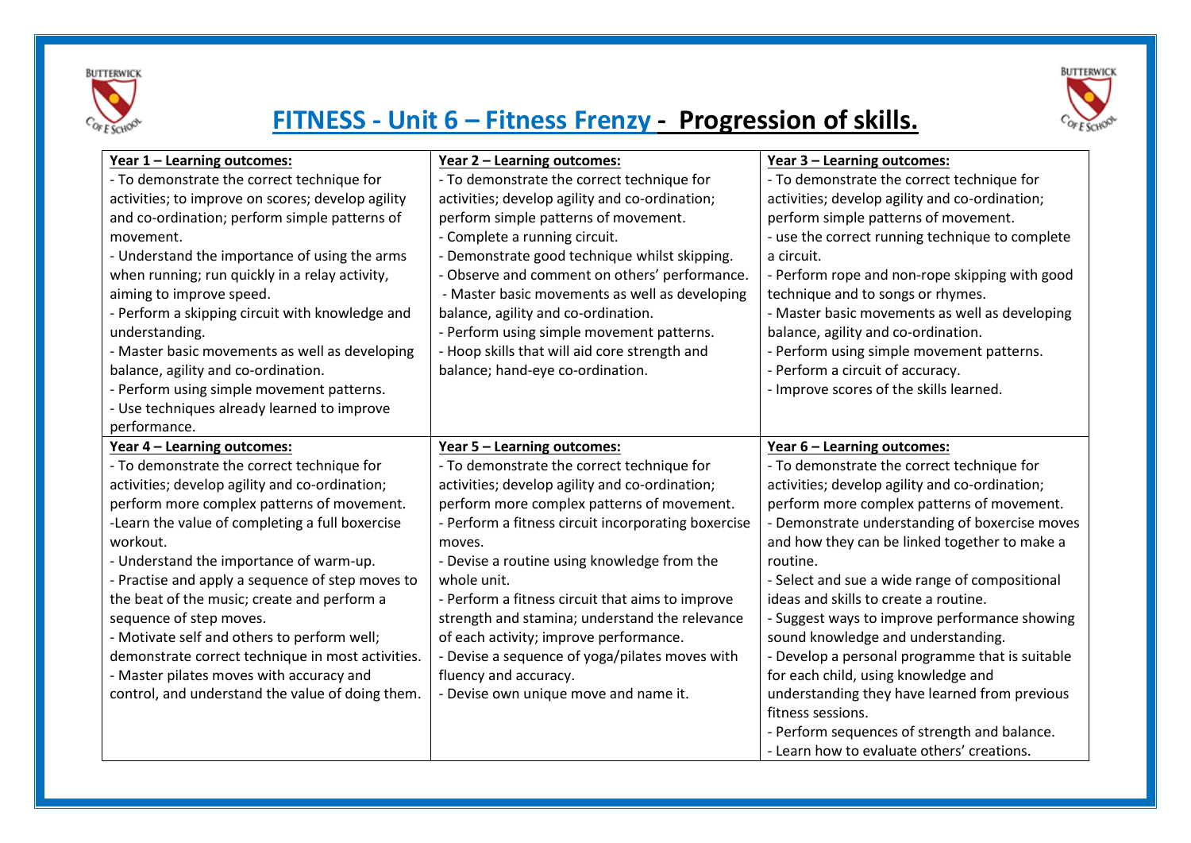# FITNESS - Unit 6 – Fitness Frenzy - Progression of skills.

| | | |
|---|---|---|
| **Year 1 – Learning outcomes:**<br>- To demonstrate the correct technique for activities; to improve on scores; develop agility and co-ordination; perform simple patterns of movement.<br>- Understand the importance of using the arms when running; run quickly in a relay activity, aiming to improve speed.<br>- Perform a skipping circuit with knowledge and understanding.<br>- Master basic movements as well as developing balance, agility and co-ordination.<br>- Perform using simple movement patterns.<br>- Use techniques already learned to improve performance. | **Year 2 – Learning outcomes:**<br>- To demonstrate the correct technique for activities; develop agility and co-ordination; perform simple patterns of movement.<br>- Complete a running circuit.<br>- Demonstrate good technique whilst skipping.<br>- Observe and comment on others' performance.<br>- Master basic movements as well as developing balance, agility and co-ordination.<br>- Perform using simple movement patterns.<br>- Hoop skills that will aid core strength and balance; hand-eye co-ordination. | **Year 3 – Learning outcomes:**<br>- To demonstrate the correct technique for activities; develop agility and co-ordination; perform simple patterns of movement.<br>- use the correct running technique to complete a circuit.<br>- Perform rope and non-rope skipping with good technique and to songs or rhymes.<br>- Master basic movements as well as developing balance, agility and co-ordination.<br>- Perform using simple movement patterns.<br>- Perform a circuit of accuracy.<br>- Improve scores of the skills learned. |
| **Year 4 – Learning outcomes:**<br>- To demonstrate the correct technique for activities; develop agility and co-ordination; perform more complex patterns of movement.<br>-Learn the value of completing a full boxercise workout.<br>- Understand the importance of warm-up.<br>- Practise and apply a sequence of step moves to the beat of the music; create and perform a sequence of step moves.<br>- Motivate self and others to perform well; demonstrate correct technique in most activities.<br>- Master pilates moves with accuracy and control, and understand the value of doing them. | **Year 5 – Learning outcomes:**<br>- To demonstrate the correct technique for activities; develop agility and co-ordination; perform more complex patterns of movement.<br>- Perform a fitness circuit incorporating boxercise moves.<br>- Devise a routine using knowledge from the whole unit.<br>- Perform a fitness circuit that aims to improve strength and stamina; understand the relevance of each activity; improve performance.<br>- Devise a sequence of yoga/pilates moves with fluency and accuracy.<br>- Devise own unique move and name it. | **Year 6 – Learning outcomes:**<br>- To demonstrate the correct technique for activities; develop agility and co-ordination; perform more complex patterns of movement.<br>- Demonstrate understanding of boxercise moves and how they can be linked together to make a routine.<br>- Select and sue a wide range of compositional ideas and skills to create a routine.<br>- Suggest ways to improve performance showing sound knowledge and understanding.<br>- Develop a personal programme that is suitable for each child, using knowledge and understanding they have learned from previous fitness sessions.<br>- Perform sequences of strength and balance.<br>- Learn how to evaluate others' creations. |